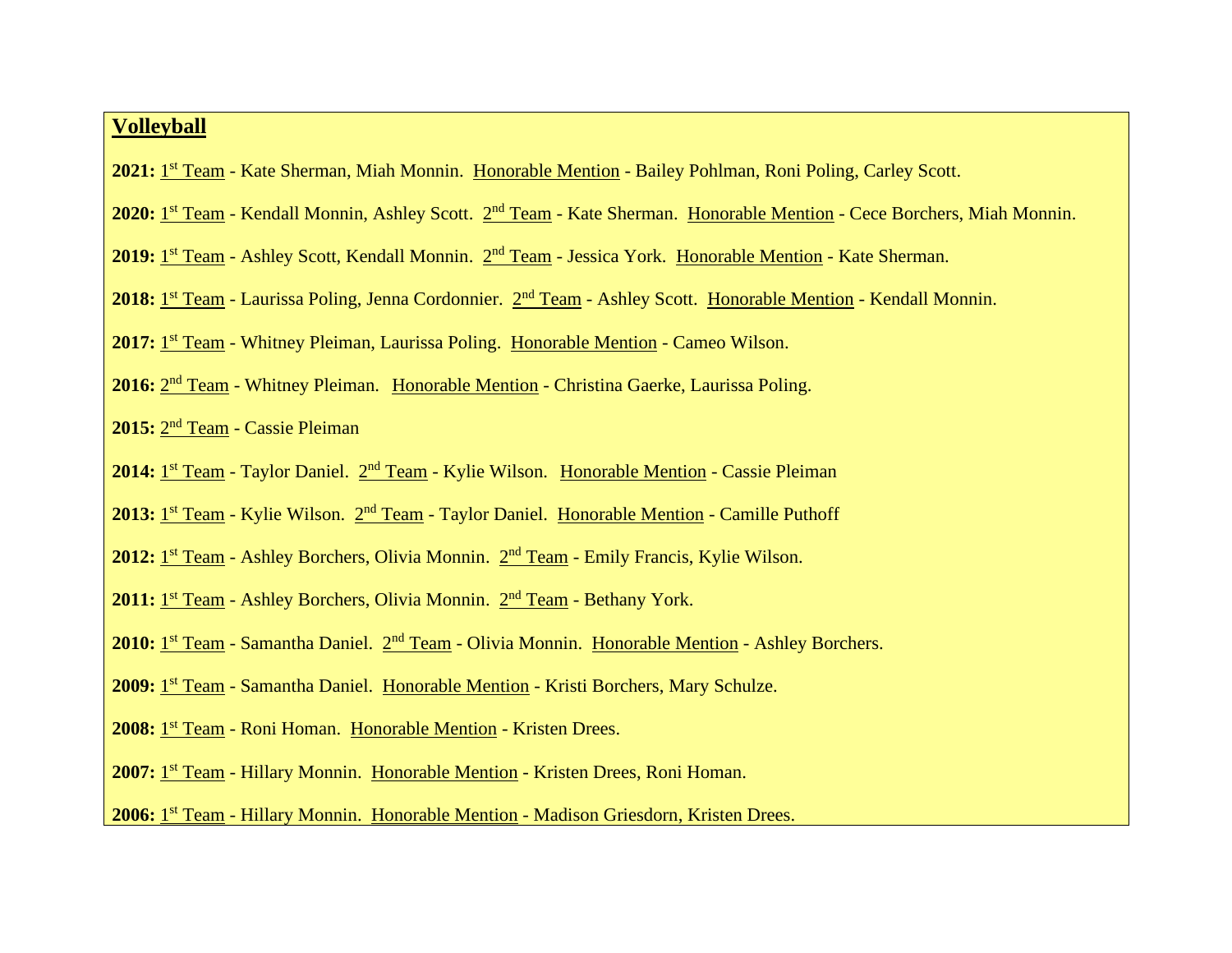## Volleyball

**2021:** 1st Team - Kate Sherman, Miah Monnin. Honorable Mention - Bailey Pohlman, Roni Poling, Carley Scott.

**2020:** 1st Team - Kendall Monnin, Ashley Scott. 2nd Team - Kate Sherman. Honorable Mention - Cece Borchers, Miah Monnin.

**2019:** 1st Team - Ashley Scott, Kendall Monnin. 2nd Team - Jessica York. Honorable Mention - Kate Sherman.

**2018:** 1st Team - Laurissa Poling, Jenna Cordonnier. 2nd Team - Ashley Scott. Honorable Mention - Kendall Monnin.

**2017:** 1st Team - Whitney Pleiman, Laurissa Poling. Honorable Mention - Cameo Wilson.

**2016:** 2nd Team - Whitney Pleiman. Honorable Mention - Christina Gaerke, Laurissa Poling.

**2015:** 2nd Team - Cassie Pleiman

**2014:** 1st Team - Taylor Daniel. 2nd Team - Kylie Wilson. Honorable Mention - Cassie Pleiman

**2013:** 1st Team - Kylie Wilson. 2nd Team - Taylor Daniel. Honorable Mention - Camille Puthoff

**2012:** 1st Team - Ashley Borchers, Olivia Monnin. 2nd Team - Emily Francis, Kylie Wilson.

**2011:** 1st Team - Ashley Borchers, Olivia Monnin. 2nd Team - Bethany York.

**2010:** 1st Team - Samantha Daniel. 2nd Team - Olivia Monnin. Honorable Mention - Ashley Borchers.

**2009:** 1st Team - Samantha Daniel. Honorable Mention - Kristi Borchers, Mary Schulze.

**2008:** 1st Team - Roni Homan. Honorable Mention - Kristen Drees.

**2007:** 1st Team - Hillary Monnin. Honorable Mention - Kristen Drees, Roni Homan.

**2006:** 1st Team - Hillary Monnin. Honorable Mention - Madison Griesdorn, Kristen Drees.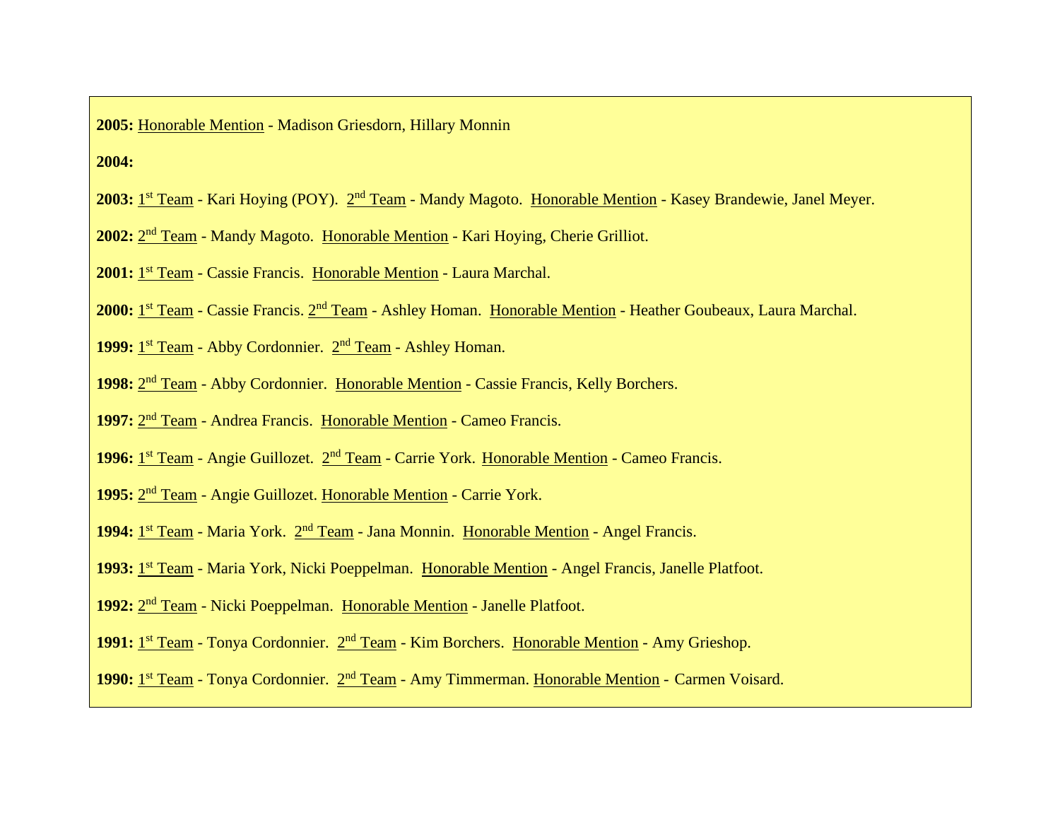**2005:** Honorable Mention - Madison Griesdorn, Hillary Monnin

**2004:**

**2003:** 1st Team - Kari Hoying (POY). 2nd Team - Mandy Magoto. Honorable Mention - Kasey Brandewie, Janel Meyer.

**2002:** 2nd Team - Mandy Magoto. Honorable Mention - Kari Hoying, Cherie Grilliot.

**2001:** 1st Team - Cassie Francis. Honorable Mention - Laura Marchal.

**2000:** 1st Team - Cassie Francis. 2nd Team - Ashley Homan. Honorable Mention - Heather Goubeaux, Laura Marchal.

**1999:** 1st Team - Abby Cordonnier. 2nd Team - Ashley Homan.

**1998:** 2nd Team - Abby Cordonnier. Honorable Mention - Cassie Francis, Kelly Borchers.

**1997:** 2nd Team - Andrea Francis. Honorable Mention - Cameo Francis.

**1996:** 1st Team - Angie Guillozet. 2nd Team - Carrie York. Honorable Mention - Cameo Francis.

**1995:** 2nd Team - Angie Guillozet. Honorable Mention - Carrie York.

**1994:** 1st Team - Maria York. 2nd Team - Jana Monnin. Honorable Mention - Angel Francis.

**1993:** 1st Team - Maria York, Nicki Poeppelman. Honorable Mention - Angel Francis, Janelle Platfoot.

**1992:** 2nd Team - Nicki Poeppelman. Honorable Mention - Janelle Platfoot.

**1991:** 1st Team - Tonya Cordonnier. 2nd Team - Kim Borchers. Honorable Mention - Amy Grieshop.

**1990:** 1st Team - Tonya Cordonnier. 2nd Team - Amy Timmerman. Honorable Mention - Carmen Voisard.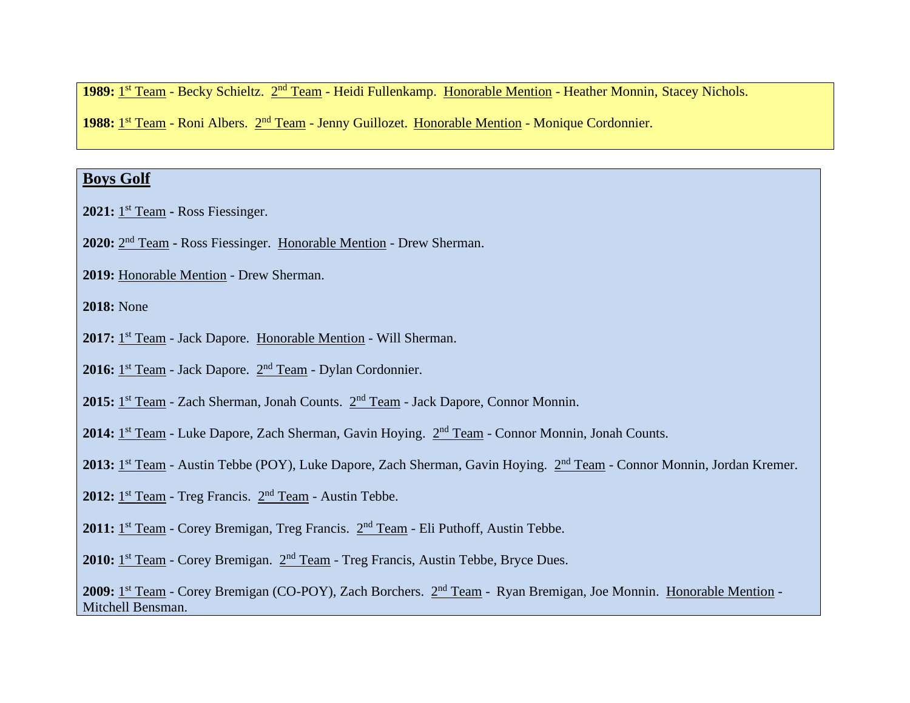**1989:** 1st Team - Becky Schieltz. 2nd Team - Heidi Fullenkamp. Honorable Mention - Heather Monnin, Stacey Nichols.

**1988:** 1st Team - Roni Albers. 2nd Team - Jenny Guillozet. Honorable Mention - Monique Cordonnier.

## Boys Golf

**2021:** 1st Team - Ross Fiessinger.

**2020:** 2nd Team - Ross Fiessinger. Honorable Mention - Drew Sherman.

**2019:** Honorable Mention - Drew Sherman.

**2018:** None

**2017:** 1st Team - Jack Dapore. Honorable Mention - Will Sherman.

**2016:** 1st Team - Jack Dapore. 2nd Team - Dylan Cordonnier.

**2015:** 1st Team - Zach Sherman, Jonah Counts. 2nd Team - Jack Dapore, Connor Monnin.

**2014:** 1st Team - Luke Dapore, Zach Sherman, Gavin Hoying. 2nd Team - Connor Monnin, Jonah Counts.

**2013:** 1st Team - Austin Tebbe (POY), Luke Dapore, Zach Sherman, Gavin Hoying. 2nd Team - Connor Monnin, Jordan Kremer.

**2012:** 1st Team - Treg Francis. 2nd Team - Austin Tebbe.

**2011:** 1st Team - Corey Bremigan, Treg Francis. 2nd Team - Eli Puthoff, Austin Tebbe.

**2010:** 1st Team - Corey Bremigan. 2nd Team - Treg Francis, Austin Tebbe, Bryce Dues.

**2009:** 1st Team - Corey Bremigan (CO-POY), Zach Borchers. 2nd Team - Ryan Bremigan, Joe Monnin. Honorable Mention - Mitchell Bensman.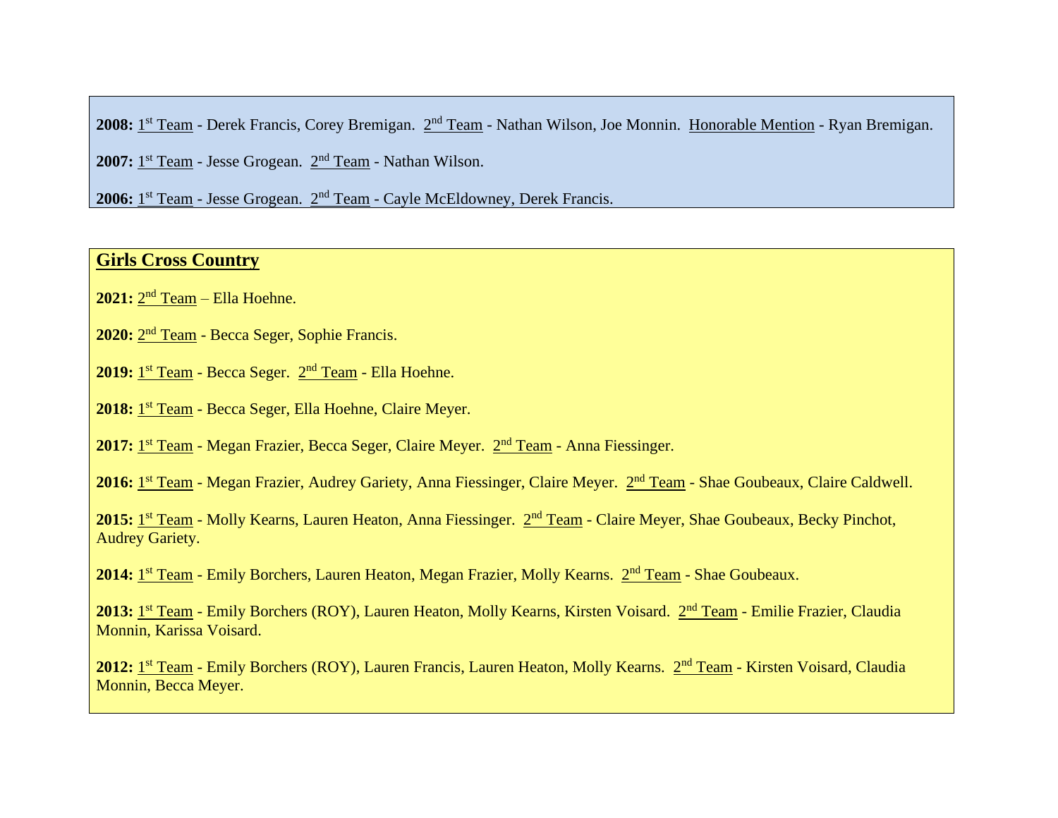**2008:** 1st Team - Derek Francis, Corey Bremigan. 2nd Team - Nathan Wilson, Joe Monnin. Honorable Mention - Ryan Bremigan.

**2007:** 1st Team - Jesse Grogean. 2nd Team - Nathan Wilson.

**2006:** 1st Team - Jesse Grogean. 2nd Team - Cayle McEldowney, Derek Francis.

## Girls Cross Country

**2021:** 2nd Team – Ella Hoehne.

**2020:** 2nd Team - Becca Seger, Sophie Francis.

**2019:** 1st Team - Becca Seger. 2nd Team - Ella Hoehne.

**2018:** 1st Team - Becca Seger, Ella Hoehne, Claire Meyer.

**2017:** 1st Team - Megan Frazier, Becca Seger, Claire Meyer. 2nd Team - Anna Fiessinger.

**2016:** 1st Team - Megan Frazier, Audrey Gariety, Anna Fiessinger, Claire Meyer. 2nd Team - Shae Goubeaux, Claire Caldwell.

**2015:** 1st Team - Molly Kearns, Lauren Heaton, Anna Fiessinger. 2nd Team - Claire Meyer, Shae Goubeaux, Becky Pinchot, Audrey Gariety.

**2014:** 1st Team - Emily Borchers, Lauren Heaton, Megan Frazier, Molly Kearns. 2nd Team - Shae Goubeaux.

**2013:** 1st Team - Emily Borchers (ROY), Lauren Heaton, Molly Kearns, Kirsten Voisard. 2nd Team - Emilie Frazier, Claudia Monnin, Karissa Voisard.

**2012:** 1st Team - Emily Borchers (ROY), Lauren Francis, Lauren Heaton, Molly Kearns. 2nd Team - Kirsten Voisard, Claudia Monnin, Becca Meyer.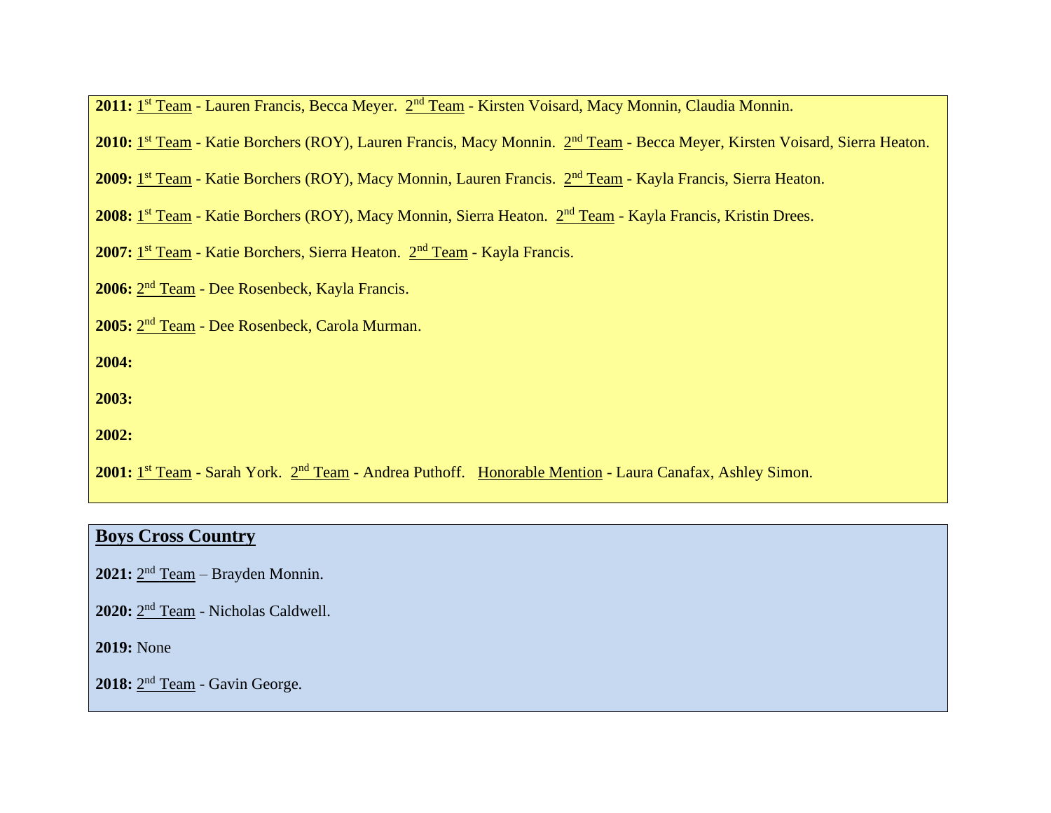**2011:** 1st Team - Lauren Francis, Becca Meyer. 2nd Team - Kirsten Voisard, Macy Monnin, Claudia Monnin.

**2010:** 1st Team - Katie Borchers (ROY), Lauren Francis, Macy Monnin. 2nd Team - Becca Meyer, Kirsten Voisard, Sierra Heaton.

**2009:** 1st Team - Katie Borchers (ROY), Macy Monnin, Lauren Francis. 2nd Team - Kayla Francis, Sierra Heaton.

**2008:** 1st Team - Katie Borchers (ROY), Macy Monnin, Sierra Heaton. 2nd Team - Kayla Francis, Kristin Drees.

**2007:** 1st Team - Katie Borchers, Sierra Heaton. 2nd Team - Kayla Francis.

**2006:** 2nd Team - Dee Rosenbeck, Kayla Francis.

**2005:** 2nd Team - Dee Rosenbeck, Carola Murman.

**2004:**

**2003:**

**2002:**

**2001:** 1st Team - Sarah York. 2nd Team - Andrea Puthoff. Honorable Mention - Laura Canafax, Ashley Simon.

## Boys Cross Country

**2021:** 2nd Team – Brayden Monnin.

**2020:** 2nd Team - Nicholas Caldwell.

**2019:** None

**2018:** 2nd Team - Gavin George.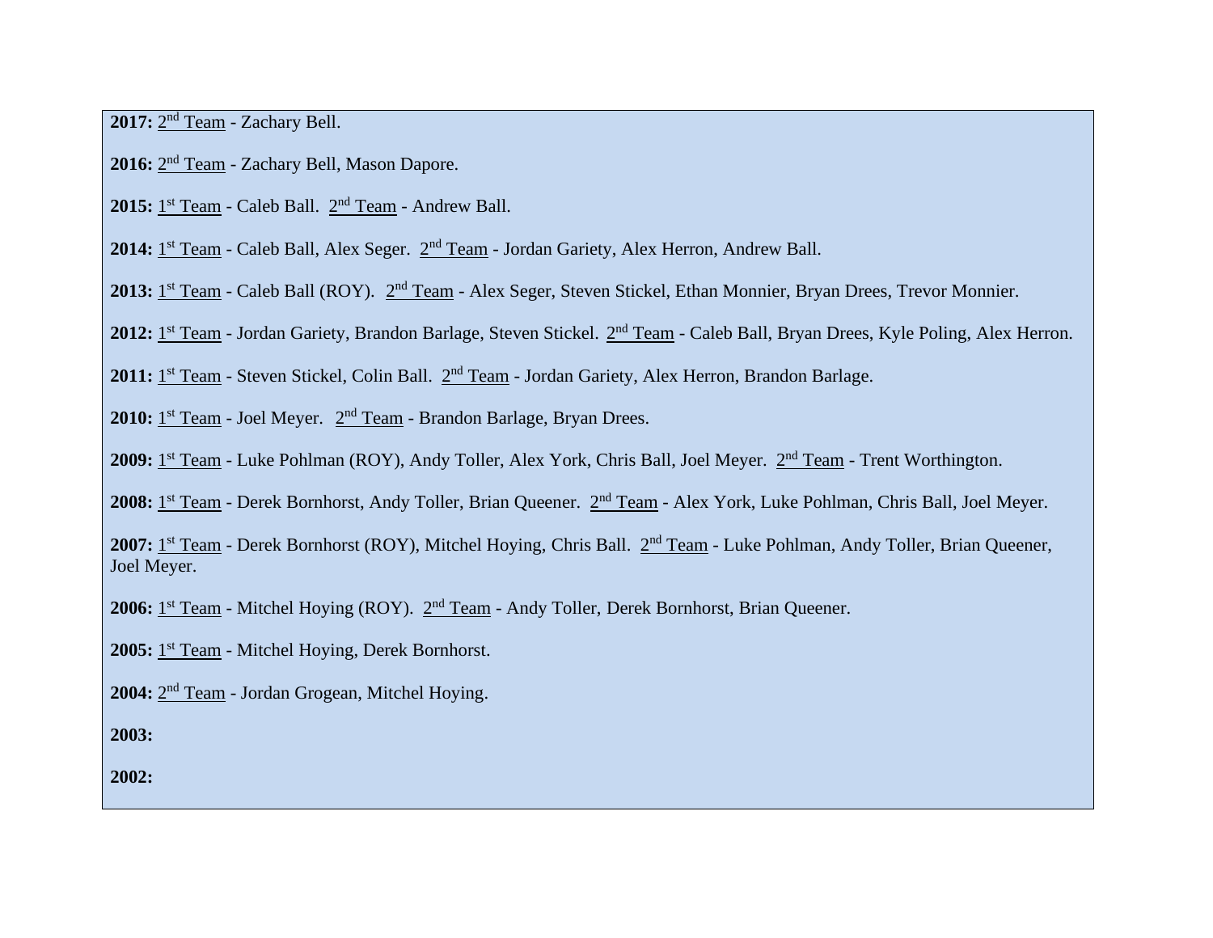**2017:** 2nd Team - Zachary Bell.

**2016:** 2nd Team - Zachary Bell, Mason Dapore.

**2015:** 1st Team - Caleb Ball. 2nd Team - Andrew Ball.

**2014:** 1st Team - Caleb Ball, Alex Seger. 2nd Team - Jordan Gariety, Alex Herron, Andrew Ball.

**2013:** 1st Team - Caleb Ball (ROY). 2nd Team - Alex Seger, Steven Stickel, Ethan Monnier, Bryan Drees, Trevor Monnier.

**2012:** 1st Team - Jordan Gariety, Brandon Barlage, Steven Stickel. 2nd Team - Caleb Ball, Bryan Drees, Kyle Poling, Alex Herron.

**2011:** 1st Team - Steven Stickel, Colin Ball. 2nd Team - Jordan Gariety, Alex Herron, Brandon Barlage.

**2010:** 1st Team - Joel Meyer. 2nd Team - Brandon Barlage, Bryan Drees.

**2009:** 1st Team - Luke Pohlman (ROY), Andy Toller, Alex York, Chris Ball, Joel Meyer. 2nd Team - Trent Worthington.

**2008:** 1st Team - Derek Bornhorst, Andy Toller, Brian Queener. 2nd Team - Alex York, Luke Pohlman, Chris Ball, Joel Meyer.

**2007:** 1st Team - Derek Bornhorst (ROY), Mitchel Hoying, Chris Ball. 2nd Team - Luke Pohlman, Andy Toller, Brian Queener, Joel Meyer.

**2006:** 1st Team - Mitchel Hoying (ROY). 2nd Team - Andy Toller, Derek Bornhorst, Brian Queener.

**2005:** 1st Team - Mitchel Hoying, Derek Bornhorst.

**2004:** 2nd Team - Jordan Grogean, Mitchel Hoying.

**2003:**

**2002:**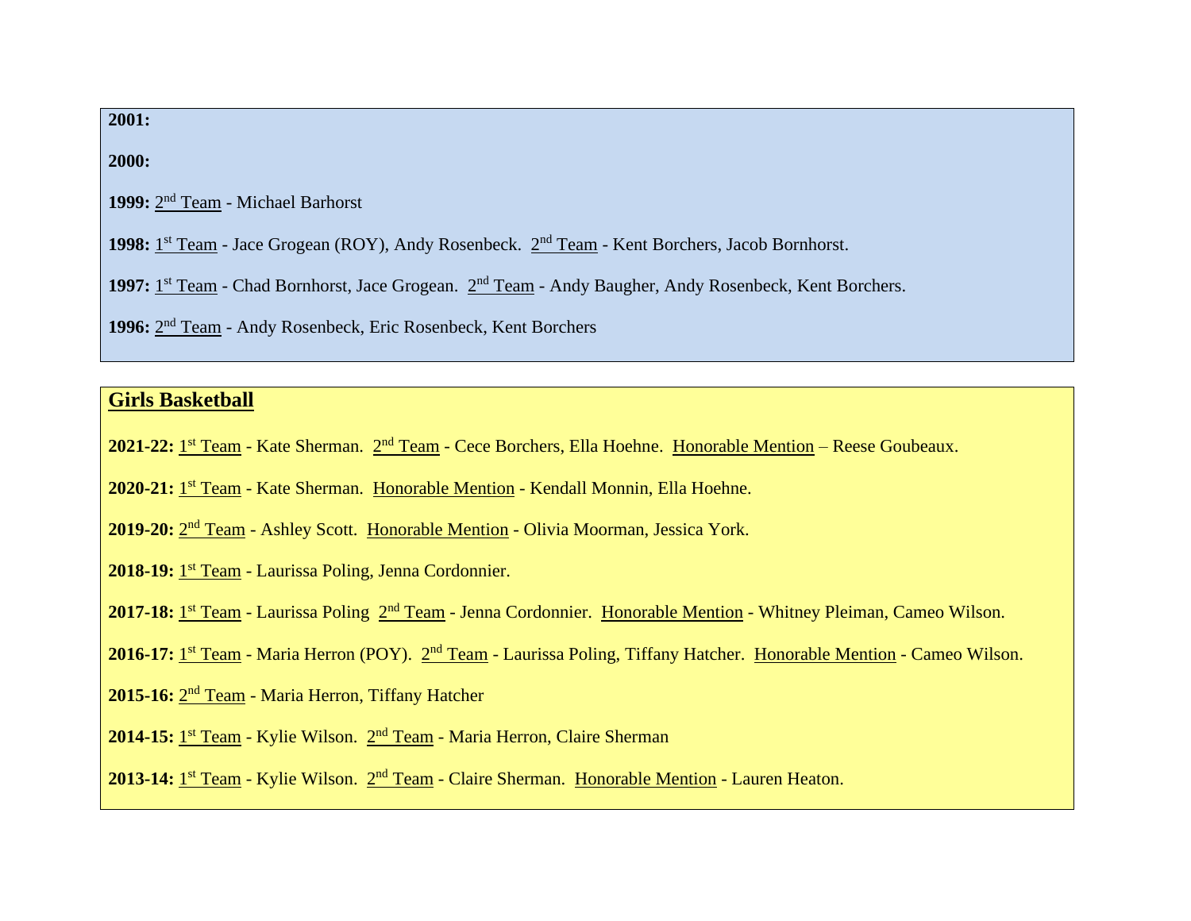**2001:**

**2000:**

**1999:** 2nd Team - Michael Barhorst

**1998:** 1st Team - Jace Grogean (ROY), Andy Rosenbeck. 2nd Team - Kent Borchers, Jacob Bornhorst.

**1997:** 1st Team - Chad Bornhorst, Jace Grogean. 2nd Team - Andy Baugher, Andy Rosenbeck, Kent Borchers.

**1996:** 2nd Team - Andy Rosenbeck, Eric Rosenbeck, Kent Borchers

## Girls Basketball

**2021-22:** 1st Team - Kate Sherman. 2nd Team - Cece Borchers, Ella Hoehne. Honorable Mention – Reese Goubeaux.

**2020-21:** 1st Team - Kate Sherman. Honorable Mention - Kendall Monnin, Ella Hoehne.

**2019-20:** 2nd Team - Ashley Scott. Honorable Mention - Olivia Moorman, Jessica York.

**2018-19:** 1st Team - Laurissa Poling, Jenna Cordonnier.

**2017-18:** 1st Team - Laurissa Poling 2nd Team - Jenna Cordonnier. Honorable Mention - Whitney Pleiman, Cameo Wilson.

**2016-17:** 1st Team - Maria Herron (POY). 2nd Team - Laurissa Poling, Tiffany Hatcher. Honorable Mention - Cameo Wilson.

**2015-16:** 2nd Team - Maria Herron, Tiffany Hatcher

**2014-15:** 1st Team - Kylie Wilson. 2nd Team - Maria Herron, Claire Sherman

**2013-14:** 1st Team - Kylie Wilson. 2nd Team - Claire Sherman. Honorable Mention - Lauren Heaton.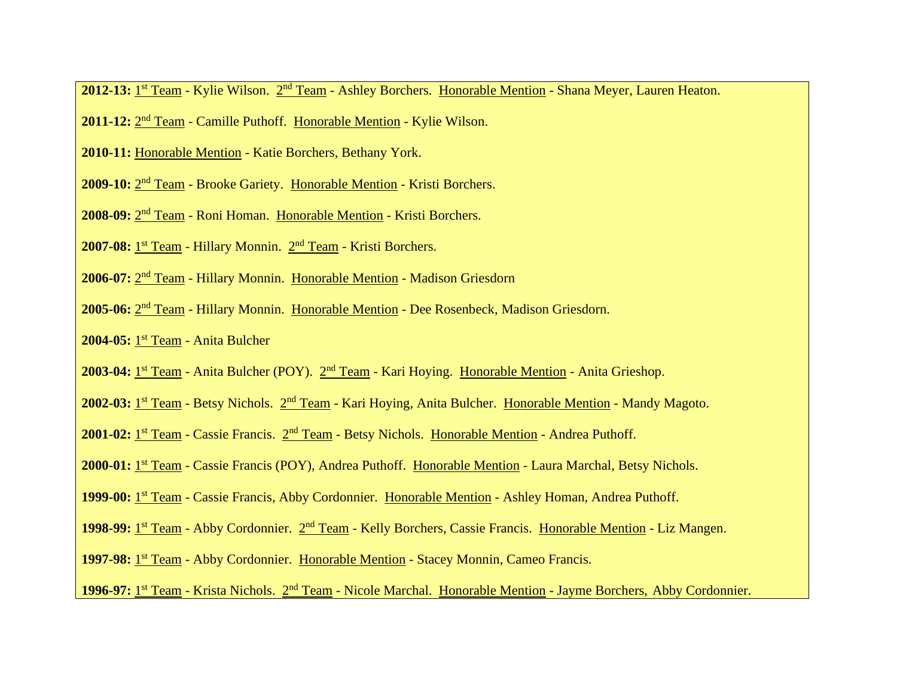**2012-13:** 1st Team - Kylie Wilson. 2nd Team - Ashley Borchers. Honorable Mention - Shana Meyer, Lauren Heaton.

**2011-12:** 2nd Team - Camille Puthoff. Honorable Mention - Kylie Wilson.

**2010-11:** Honorable Mention - Katie Borchers, Bethany York.

**2009-10:** 2nd Team - Brooke Gariety. Honorable Mention - Kristi Borchers.

**2008-09:** 2nd Team - Roni Homan. Honorable Mention - Kristi Borchers.

**2007-08:** 1st Team - Hillary Monnin. 2nd Team - Kristi Borchers.

**2006-07:** 2nd Team - Hillary Monnin. Honorable Mention - Madison Griesdorn

**2005-06:** 2nd Team - Hillary Monnin. Honorable Mention - Dee Rosenbeck, Madison Griesdorn.

**2004-05:** 1st Team - Anita Bulcher

**2003-04:** 1st Team - Anita Bulcher (POY). 2nd Team - Kari Hoying. Honorable Mention - Anita Grieshop.

**2002-03:** 1st Team - Betsy Nichols. 2nd Team - Kari Hoying, Anita Bulcher. Honorable Mention - Mandy Magoto.

**2001-02:** 1st Team - Cassie Francis. 2nd Team - Betsy Nichols. Honorable Mention - Andrea Puthoff.

**2000-01:** 1st Team - Cassie Francis (POY), Andrea Puthoff. Honorable Mention - Laura Marchal, Betsy Nichols.

**1999-00:** 1st Team - Cassie Francis, Abby Cordonnier. Honorable Mention - Ashley Homan, Andrea Puthoff.

**1998-99:** 1st Team - Abby Cordonnier. 2nd Team - Kelly Borchers, Cassie Francis. Honorable Mention - Liz Mangen.

**1997-98:** 1st Team - Abby Cordonnier. Honorable Mention - Stacey Monnin, Cameo Francis.

**1996-97:** 1st Team - Krista Nichols. 2nd Team - Nicole Marchal. Honorable Mention - Jayme Borchers, Abby Cordonnier.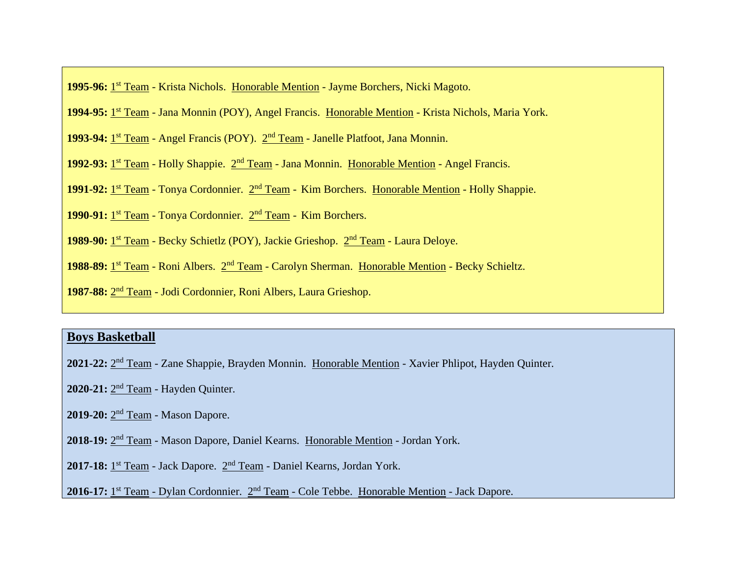**1995-96:** 1st Team - Krista Nichols. Honorable Mention - Jayme Borchers, Nicki Magoto.

**1994-95:** 1st Team - Jana Monnin (POY), Angel Francis. Honorable Mention - Krista Nichols, Maria York.

**1993-94:** 1st Team - Angel Francis (POY). 2nd Team - Janelle Platfoot, Jana Monnin.

**1992-93:** 1st Team - Holly Shappie. 2nd Team - Jana Monnin. Honorable Mention - Angel Francis.

**1991-92:** 1st Team - Tonya Cordonnier. 2nd Team - Kim Borchers. Honorable Mention - Holly Shappie.

**1990-91:** 1st Team - Tonya Cordonnier. 2nd Team - Kim Borchers.

**1989-90:** 1st Team - Becky Schietlz (POY), Jackie Grieshop. 2nd Team - Laura Deloye.

**1988-89:** 1st Team - Roni Albers. 2nd Team - Carolyn Sherman. Honorable Mention - Becky Schieltz.

**1987-88:** 2nd Team - Jodi Cordonnier, Roni Albers, Laura Grieshop.

## Boys Basketball

**2021-22:** 2nd Team - Zane Shappie, Brayden Monnin. Honorable Mention - Xavier Phlipot, Hayden Quinter.

**2020-21:** 2nd Team - Hayden Quinter.

**2019-20:** 2nd Team - Mason Dapore.

**2018-19:** 2nd Team - Mason Dapore, Daniel Kearns. Honorable Mention - Jordan York.

**2017-18:** 1st Team - Jack Dapore. 2nd Team - Daniel Kearns, Jordan York.

**2016-17:** 1st Team - Dylan Cordonnier. 2nd Team - Cole Tebbe. Honorable Mention - Jack Dapore.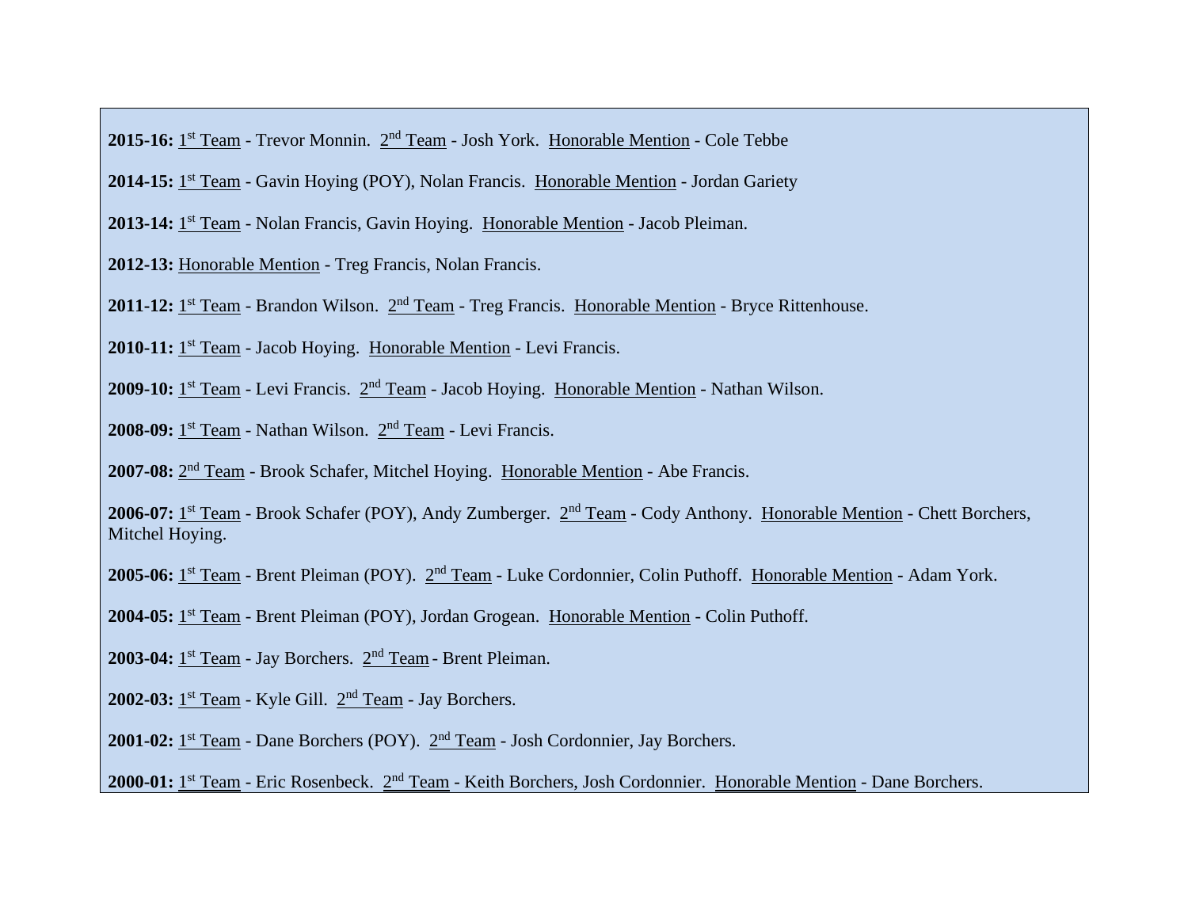**2015-16:** 1st Team - Trevor Monnin. 2nd Team - Josh York. Honorable Mention - Cole Tebbe

**2014-15:** 1st Team - Gavin Hoying (POY), Nolan Francis. Honorable Mention - Jordan Gariety

**2013-14:** 1st Team - Nolan Francis, Gavin Hoying. Honorable Mention - Jacob Pleiman.

**2012-13:** Honorable Mention - Treg Francis, Nolan Francis.

**2011-12:** 1st Team - Brandon Wilson. 2nd Team - Treg Francis. Honorable Mention - Bryce Rittenhouse.

**2010-11:** 1st Team - Jacob Hoying. Honorable Mention - Levi Francis.

**2009-10:** 1st Team - Levi Francis. 2nd Team - Jacob Hoying. Honorable Mention - Nathan Wilson.

**2008-09:** 1st Team - Nathan Wilson. 2nd Team - Levi Francis.

**2007-08:** 2nd Team - Brook Schafer, Mitchel Hoying. Honorable Mention - Abe Francis.

**2006-07:** 1st Team - Brook Schafer (POY), Andy Zumberger. 2nd Team - Cody Anthony. Honorable Mention - Chett Borchers, Mitchel Hoying.

**2005-06:** 1st Team - Brent Pleiman (POY). 2nd Team - Luke Cordonnier, Colin Puthoff. Honorable Mention - Adam York.

**2004-05:** 1st Team - Brent Pleiman (POY), Jordan Grogean. Honorable Mention - Colin Puthoff.

**2003-04:** 1st Team - Jay Borchers. 2nd Team - Brent Pleiman.

**2002-03:** 1st Team - Kyle Gill. 2nd Team - Jay Borchers.

**2001-02:** 1st Team - Dane Borchers (POY). 2nd Team - Josh Cordonnier, Jay Borchers.

**2000-01:** 1st Team - Eric Rosenbeck. 2nd Team - Keith Borchers, Josh Cordonnier. Honorable Mention - Dane Borchers.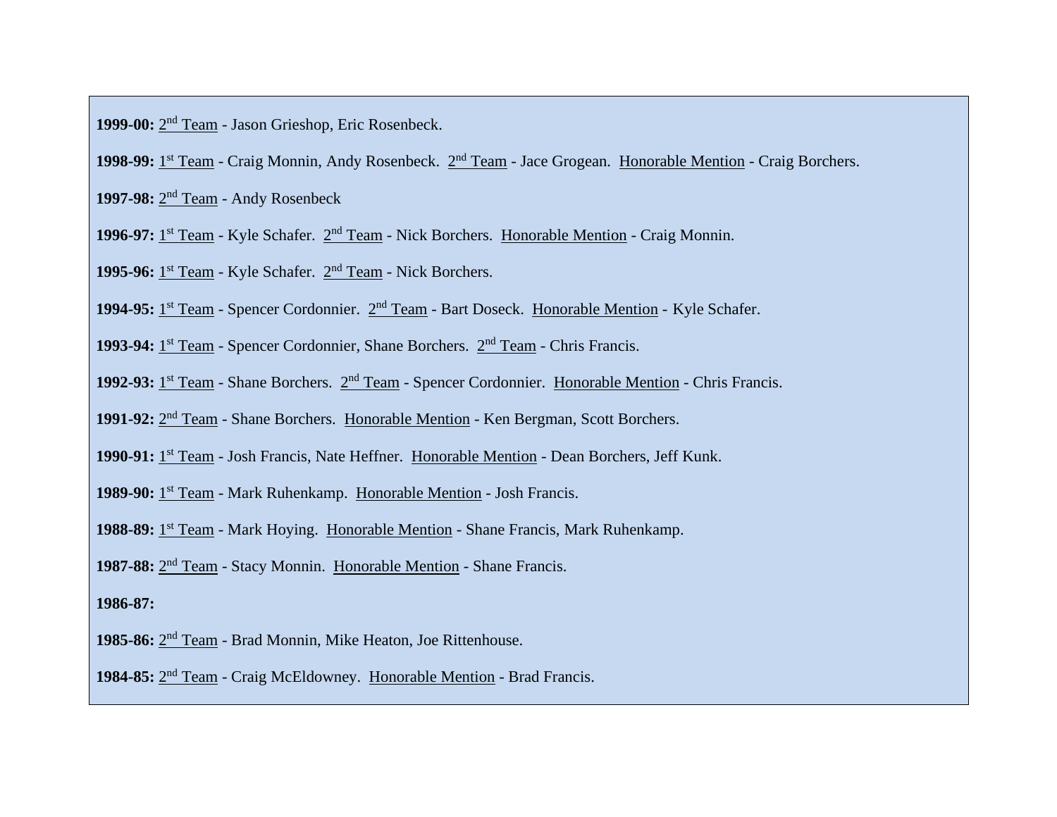**1999-00:** 2nd Team - Jason Grieshop, Eric Rosenbeck.

**1998-99:** 1st Team - Craig Monnin, Andy Rosenbeck. 2nd Team - Jace Grogean. Honorable Mention - Craig Borchers.

**1997-98:** 2nd Team - Andy Rosenbeck

**1996-97:** 1st Team - Kyle Schafer. 2nd Team - Nick Borchers. Honorable Mention - Craig Monnin.

**1995-96:** 1st Team - Kyle Schafer. 2nd Team - Nick Borchers.

**1994-95:** 1st Team - Spencer Cordonnier. 2nd Team - Bart Doseck. Honorable Mention - Kyle Schafer.

**1993-94:** 1st Team - Spencer Cordonnier, Shane Borchers. 2nd Team - Chris Francis.

**1992-93:** 1st Team - Shane Borchers. 2nd Team - Spencer Cordonnier. Honorable Mention - Chris Francis.

**1991-92:** 2nd Team - Shane Borchers. Honorable Mention - Ken Bergman, Scott Borchers.

**1990-91:** 1st Team - Josh Francis, Nate Heffner. Honorable Mention - Dean Borchers, Jeff Kunk.

**1989-90:** 1st Team - Mark Ruhenkamp. Honorable Mention - Josh Francis.

**1988-89:** 1st Team - Mark Hoying. Honorable Mention - Shane Francis, Mark Ruhenkamp.

**1987-88:** 2nd Team - Stacy Monnin. Honorable Mention - Shane Francis.

**1986-87:**

**1985-86:** 2nd Team - Brad Monnin, Mike Heaton, Joe Rittenhouse.

**1984-85:** 2nd Team - Craig McEldowney. Honorable Mention - Brad Francis.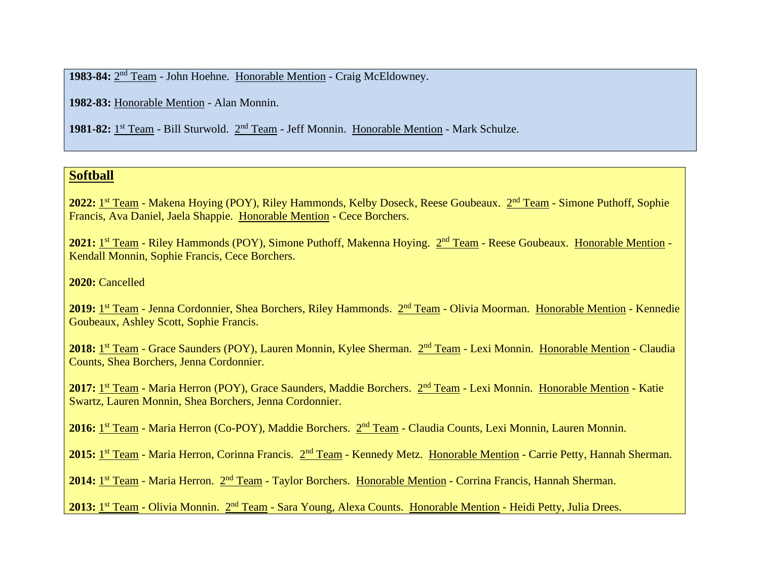**1983-84:** 2nd Team - John Hoehne.  Honorable Mention - Craig McEldowney.

**1982-83:** Honorable Mention - Alan Monnin.

**1981-82:** 1st Team - Bill Sturwold.  2nd Team - Jeff Monnin.  Honorable Mention - Mark Schulze.

## Softball

**2022:** 1st Team - Makena Hoying (POY), Riley Hammonds, Kelby Doseck, Reese Goubeaux.  2nd Team - Simone Puthoff, Sophie Francis, Ava Daniel, Jaela Shappie.  Honorable Mention - Cece Borchers.

**2021:** 1st Team - Riley Hammonds (POY), Simone Puthoff, Makenna Hoying.  2nd Team - Reese Goubeaux.  Honorable Mention - Kendall Monnin, Sophie Francis, Cece Borchers.

**2020:** Cancelled

**2019:** 1st Team - Jenna Cordonnier, Shea Borchers, Riley Hammonds.  2nd Team - Olivia Moorman.  Honorable Mention - Kennedie Goubeaux, Ashley Scott, Sophie Francis.

**2018:** 1st Team - Grace Saunders (POY), Lauren Monnin, Kylee Sherman.  2nd Team - Lexi Monnin.  Honorable Mention - Claudia Counts, Shea Borchers, Jenna Cordonnier.

**2017:** 1st Team - Maria Herron (POY), Grace Saunders, Maddie Borchers.  2nd Team - Lexi Monnin.  Honorable Mention - Katie Swartz, Lauren Monnin, Shea Borchers, Jenna Cordonnier.

**2016:** 1st Team - Maria Herron (Co-POY), Maddie Borchers.  2nd Team - Claudia Counts, Lexi Monnin, Lauren Monnin.

**2015:** 1st Team - Maria Herron, Corinna Francis.  2nd Team - Kennedy Metz.  Honorable Mention - Carrie Petty, Hannah Sherman.

**2014:** 1st Team - Maria Herron.  2nd Team - Taylor Borchers.  Honorable Mention - Corrina Francis, Hannah Sherman.

**2013:** 1st Team - Olivia Monnin.  2nd Team - Sara Young, Alexa Counts.  Honorable Mention - Heidi Petty, Julia Drees.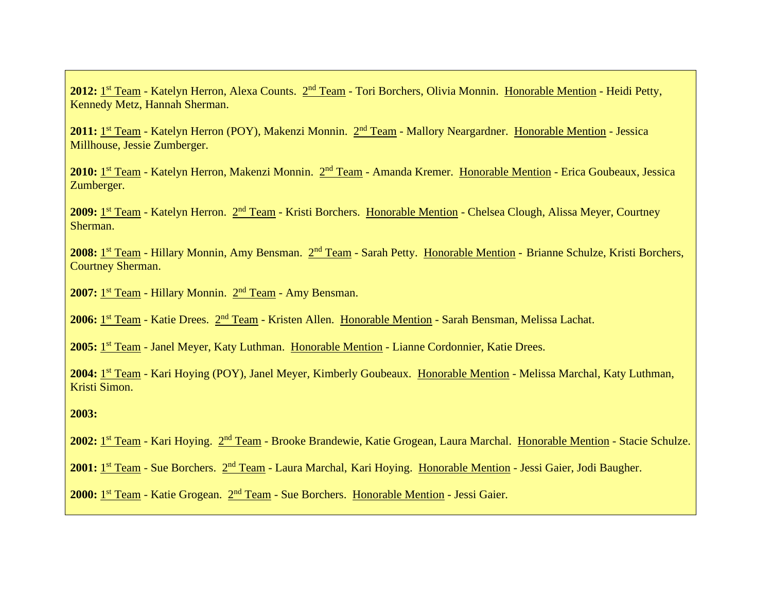**2012:** 1st Team - Katelyn Herron, Alexa Counts. 2nd Team - Tori Borchers, Olivia Monnin. Honorable Mention - Heidi Petty, Kennedy Metz, Hannah Sherman.

**2011:** 1st Team - Katelyn Herron (POY), Makenzi Monnin. 2nd Team - Mallory Neargardner. Honorable Mention - Jessica Millhouse, Jessie Zumberger.

**2010:** 1st Team - Katelyn Herron, Makenzi Monnin. 2nd Team - Amanda Kremer. Honorable Mention - Erica Goubeaux, Jessica Zumberger.

**2009:** 1st Team - Katelyn Herron. 2nd Team - Kristi Borchers. Honorable Mention - Chelsea Clough, Alissa Meyer, Courtney Sherman.

**2008:** 1st Team - Hillary Monnin, Amy Bensman. 2nd Team - Sarah Petty. Honorable Mention - Brianne Schulze, Kristi Borchers, Courtney Sherman.

**2007:** 1st Team - Hillary Monnin. 2nd Team - Amy Bensman.

**2006:** 1st Team - Katie Drees. 2nd Team - Kristen Allen. Honorable Mention - Sarah Bensman, Melissa Lachat.

**2005:** 1st Team - Janel Meyer, Katy Luthman. Honorable Mention - Lianne Cordonnier, Katie Drees.

**2004:** 1st Team - Kari Hoying (POY), Janel Meyer, Kimberly Goubeaux. Honorable Mention - Melissa Marchal, Katy Luthman, Kristi Simon.

**2003:**

**2002:** 1st Team - Kari Hoying. 2nd Team - Brooke Brandewie, Katie Grogean, Laura Marchal. Honorable Mention - Stacie Schulze.

**2001:** 1st Team - Sue Borchers. 2nd Team - Laura Marchal, Kari Hoying. Honorable Mention - Jessi Gaier, Jodi Baugher.

**2000:** 1st Team - Katie Grogean. 2nd Team - Sue Borchers. Honorable Mention - Jessi Gaier.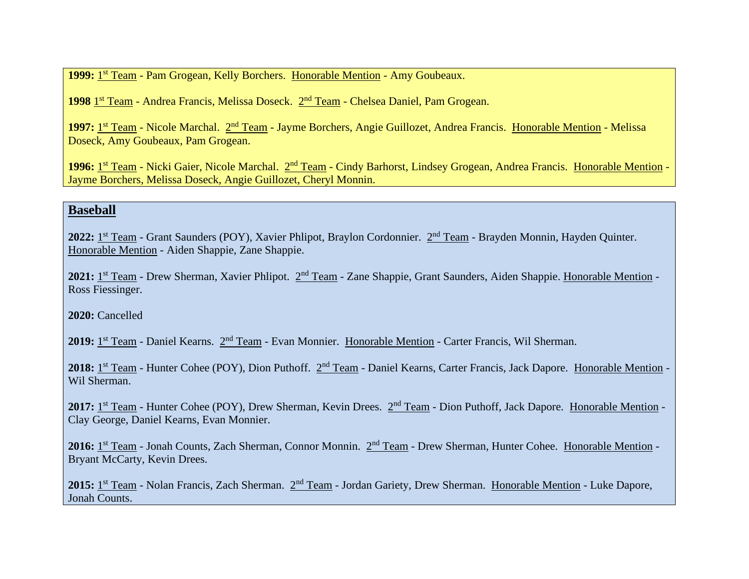**1999:** 1st Team - Pam Grogean, Kelly Borchers. Honorable Mention - Amy Goubeaux.

**1998** 1st Team - Andrea Francis, Melissa Doseck. 2nd Team - Chelsea Daniel, Pam Grogean.

**1997:** 1st Team - Nicole Marchal. 2nd Team - Jayme Borchers, Angie Guillozet, Andrea Francis. Honorable Mention - Melissa Doseck, Amy Goubeaux, Pam Grogean.

**1996:** 1st Team - Nicki Gaier, Nicole Marchal. 2nd Team - Cindy Barhorst, Lindsey Grogean, Andrea Francis. Honorable Mention - Jayme Borchers, Melissa Doseck, Angie Guillozet, Cheryl Monnin.

## Baseball

**2022:** 1st Team - Grant Saunders (POY), Xavier Phlipot, Braylon Cordonnier. 2nd Team - Brayden Monnin, Hayden Quinter. Honorable Mention - Aiden Shappie, Zane Shappie.

**2021:** 1st Team - Drew Sherman, Xavier Phlipot. 2nd Team - Zane Shappie, Grant Saunders, Aiden Shappie. Honorable Mention - Ross Fiessinger.

**2020:** Cancelled

**2019:** 1st Team - Daniel Kearns. 2nd Team - Evan Monnier. Honorable Mention - Carter Francis, Wil Sherman.

**2018:** 1st Team - Hunter Cohee (POY), Dion Puthoff. 2nd Team - Daniel Kearns, Carter Francis, Jack Dapore. Honorable Mention - Wil Sherman.

**2017:** 1st Team - Hunter Cohee (POY), Drew Sherman, Kevin Drees. 2nd Team - Dion Puthoff, Jack Dapore. Honorable Mention - Clay George, Daniel Kearns, Evan Monnier.

**2016:** 1st Team - Jonah Counts, Zach Sherman, Connor Monnin. 2nd Team - Drew Sherman, Hunter Cohee. Honorable Mention - Bryant McCarty, Kevin Drees.

**2015:** 1st Team - Nolan Francis, Zach Sherman. 2nd Team - Jordan Gariety, Drew Sherman. Honorable Mention - Luke Dapore, Jonah Counts.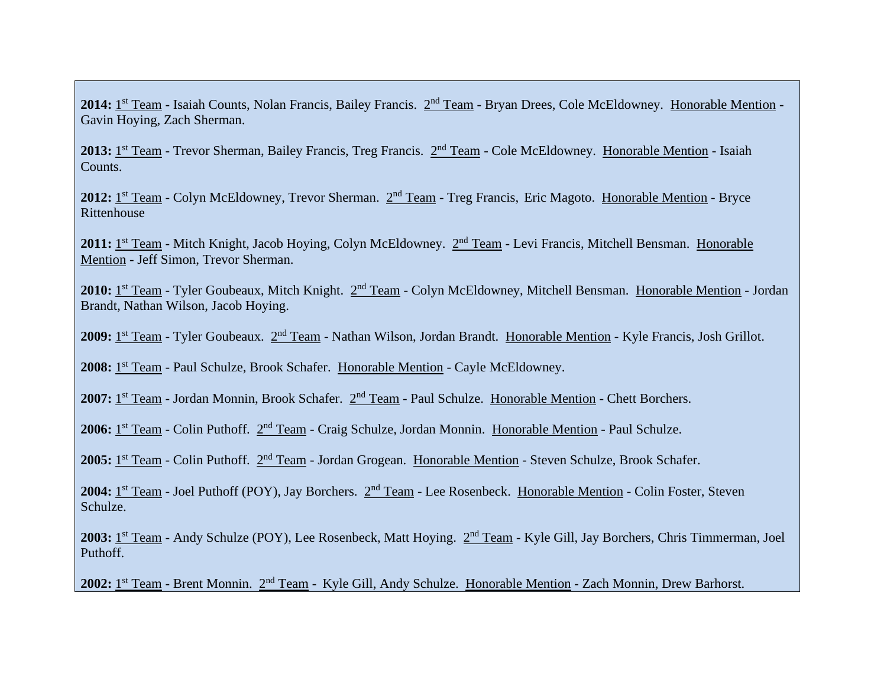**2014:** 1st Team - Isaiah Counts, Nolan Francis, Bailey Francis. 2nd Team - Bryan Drees, Cole McEldowney. Honorable Mention - Gavin Hoying, Zach Sherman.

**2013:** 1st Team - Trevor Sherman, Bailey Francis, Treg Francis. 2nd Team - Cole McEldowney. Honorable Mention - Isaiah Counts.

**2012:** 1st Team - Colyn McEldowney, Trevor Sherman. 2nd Team - Treg Francis, Eric Magoto. Honorable Mention - Bryce Rittenhouse

**2011:** 1st Team - Mitch Knight, Jacob Hoying, Colyn McEldowney. 2nd Team - Levi Francis, Mitchell Bensman. Honorable Mention - Jeff Simon, Trevor Sherman.

**2010:** 1st Team - Tyler Goubeaux, Mitch Knight. 2nd Team - Colyn McEldowney, Mitchell Bensman. Honorable Mention - Jordan Brandt, Nathan Wilson, Jacob Hoying.

**2009:** 1st Team - Tyler Goubeaux. 2nd Team - Nathan Wilson, Jordan Brandt. Honorable Mention - Kyle Francis, Josh Grillot.

**2008:** 1st Team - Paul Schulze, Brook Schafer. Honorable Mention - Cayle McEldowney.

**2007:** 1st Team - Jordan Monnin, Brook Schafer. 2nd Team - Paul Schulze. Honorable Mention - Chett Borchers.

**2006:** 1st Team - Colin Puthoff. 2nd Team - Craig Schulze, Jordan Monnin. Honorable Mention - Paul Schulze.

**2005:** 1st Team - Colin Puthoff. 2nd Team - Jordan Grogean. Honorable Mention - Steven Schulze, Brook Schafer.

**2004:** 1st Team - Joel Puthoff (POY), Jay Borchers. 2nd Team - Lee Rosenbeck. Honorable Mention - Colin Foster, Steven Schulze.

**2003:** 1st Team - Andy Schulze (POY), Lee Rosenbeck, Matt Hoying. 2nd Team - Kyle Gill, Jay Borchers, Chris Timmerman, Joel Puthoff.

**2002:** 1st Team - Brent Monnin. 2nd Team - Kyle Gill, Andy Schulze. Honorable Mention - Zach Monnin, Drew Barhorst.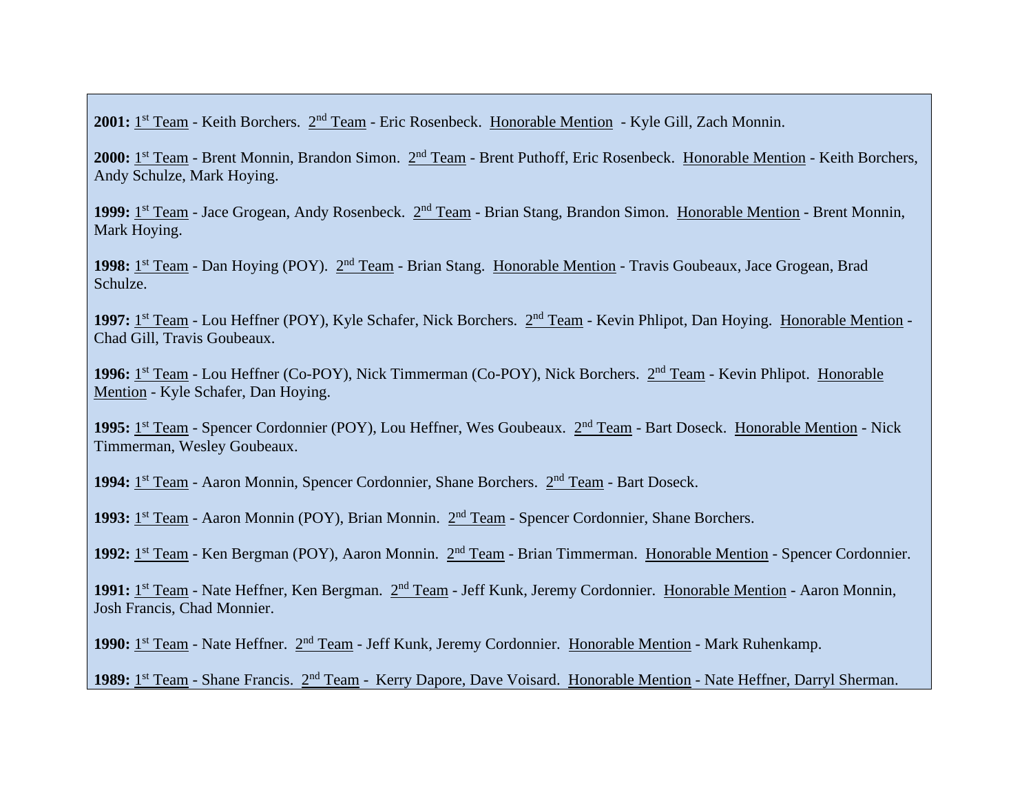**2001:** 1st Team - Keith Borchers. 2nd Team - Eric Rosenbeck. Honorable Mention - Kyle Gill, Zach Monnin.

**2000:** 1st Team - Brent Monnin, Brandon Simon. 2nd Team - Brent Puthoff, Eric Rosenbeck. Honorable Mention - Keith Borchers, Andy Schulze, Mark Hoying.

**1999:** 1st Team - Jace Grogean, Andy Rosenbeck. 2nd Team - Brian Stang, Brandon Simon. Honorable Mention - Brent Monnin, Mark Hoying.

**1998:** 1st Team - Dan Hoying (POY). 2nd Team - Brian Stang. Honorable Mention - Travis Goubeaux, Jace Grogean, Brad Schulze.

**1997:** 1st Team - Lou Heffner (POY), Kyle Schafer, Nick Borchers. 2nd Team - Kevin Phlipot, Dan Hoying. Honorable Mention - Chad Gill, Travis Goubeaux.

**1996:** 1st Team - Lou Heffner (Co-POY), Nick Timmerman (Co-POY), Nick Borchers. 2nd Team - Kevin Phlipot. Honorable Mention - Kyle Schafer, Dan Hoying.

**1995:** 1st Team - Spencer Cordonnier (POY), Lou Heffner, Wes Goubeaux. 2nd Team - Bart Doseck. Honorable Mention - Nick Timmerman, Wesley Goubeaux.

**1994:** 1st Team - Aaron Monnin, Spencer Cordonnier, Shane Borchers. 2nd Team - Bart Doseck.

**1993:** 1st Team - Aaron Monnin (POY), Brian Monnin. 2nd Team - Spencer Cordonnier, Shane Borchers.

**1992:** 1st Team - Ken Bergman (POY), Aaron Monnin. 2nd Team - Brian Timmerman. Honorable Mention - Spencer Cordonnier.

**1991:** 1st Team - Nate Heffner, Ken Bergman. 2nd Team - Jeff Kunk, Jeremy Cordonnier. Honorable Mention - Aaron Monnin, Josh Francis, Chad Monnier.

**1990:** 1st Team - Nate Heffner. 2nd Team - Jeff Kunk, Jeremy Cordonnier. Honorable Mention - Mark Ruhenkamp.

**1989:** 1st Team - Shane Francis. 2nd Team - Kerry Dapore, Dave Voisard. Honorable Mention - Nate Heffner, Darryl Sherman.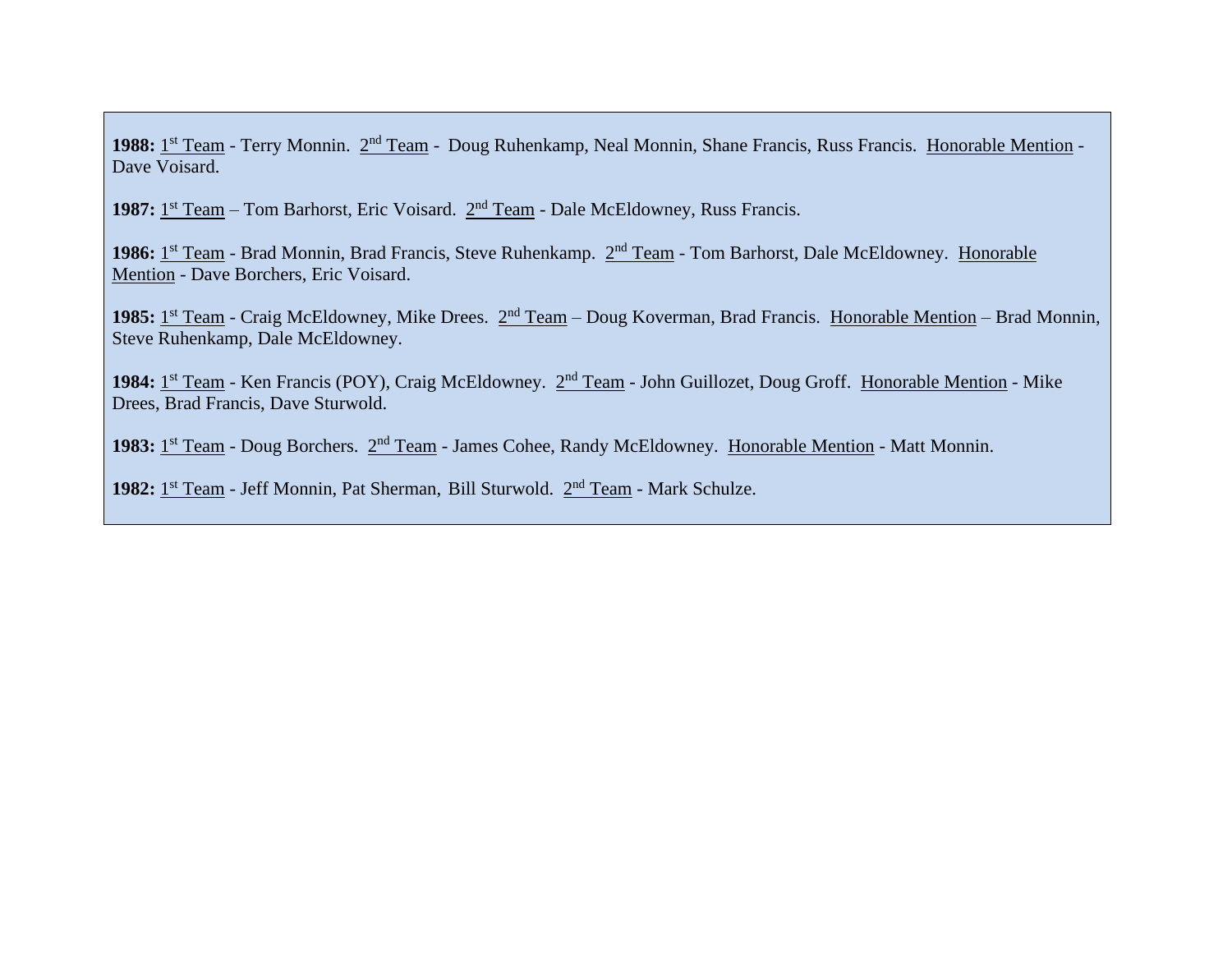**1988:** <u>1st Team</u> - Terry Monnin.  <u>2nd Team</u> -  Doug Ruhenkamp, Neal Monnin, Shane Francis, Russ Francis.  <u>Honorable Mention</u> - Dave Voisard.

**1987:** <u>1st Team</u> – Tom Barhorst, Eric Voisard.  <u>2nd Team</u> - Dale McEldowney, Russ Francis.

**1986:** <u>1st Team</u> - Brad Monnin, Brad Francis, Steve Ruhenkamp.  <u>2nd Team</u> - Tom Barhorst, Dale McEldowney.  <u>Honorable Mention</u> - Dave Borchers, Eric Voisard.

**1985:** <u>1st Team</u> - Craig McEldowney, Mike Drees.  <u>2nd Team</u> – Doug Koverman, Brad Francis.  <u>Honorable Mention</u> – Brad Monnin, Steve Ruhenkamp, Dale McEldowney.

**1984:** <u>1st Team</u> - Ken Francis (POY), Craig McEldowney.  <u>2nd Team</u> - John Guillozet, Doug Groff.  <u>Honorable Mention</u> - Mike Drees, Brad Francis, Dave Sturwold.

**1983:** <u>1st Team</u> - Doug Borchers.  <u>2nd Team</u> - James Cohee, Randy McEldowney.  <u>Honorable Mention</u> - Matt Monnin.

**1982:** <u>1st Team</u> - Jeff Monnin, Pat Sherman, Bill Sturwold.  <u>2nd Team</u> - Mark Schulze.